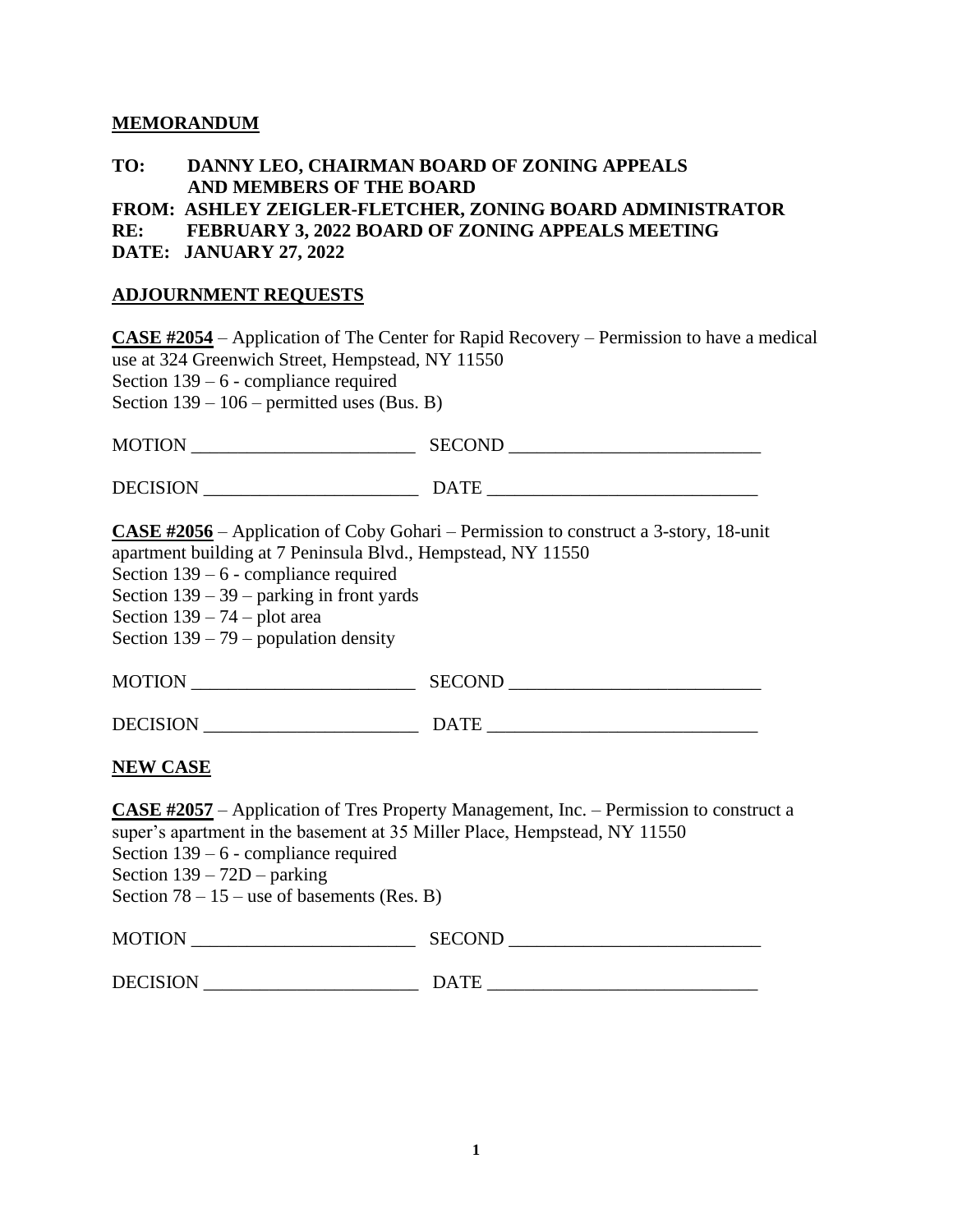**MEMORANDUM**

**TO: DANNY LEO, CHAIRMAN BOARD OF ZONING APPEALS AND MEMBERS OF THE BOARD**
**FROM: ASHLEY ZEIGLER-FLETCHER, ZONING BOARD ADMINISTRATOR**
**RE: FEBRUARY 3, 2022 BOARD OF ZONING APPEALS MEETING**
**DATE: JANUARY 27, 2022**

**ADJOURNMENT REQUESTS**

**CASE #2054** – Application of The Center for Rapid Recovery – Permission to have a medical use at 324 Greenwich Street, Hempstead, NY 11550
Section 139 – 6 - compliance required
Section 139 – 106 – permitted uses (Bus. B)

MOTION ________________________ SECOND ___________________________

DECISION _______________________ DATE _____________________________

**CASE #2056** – Application of Coby Gohari – Permission to construct a 3-story, 18-unit apartment building at 7 Peninsula Blvd., Hempstead, NY 11550
Section 139 – 6 - compliance required
Section 139 – 39 – parking in front yards
Section 139 – 74 – plot area
Section 139 – 79 – population density

MOTION ________________________ SECOND ___________________________

DECISION _______________________ DATE _____________________________

**NEW CASE**

**CASE #2057** – Application of Tres Property Management, Inc. – Permission to construct a super's apartment in the basement at 35 Miller Place, Hempstead, NY 11550
Section 139 – 6 - compliance required
Section 139 – 72D – parking
Section 78 – 15 – use of basements (Res. B)

MOTION ________________________ SECOND ___________________________

DECISION _______________________ DATE _____________________________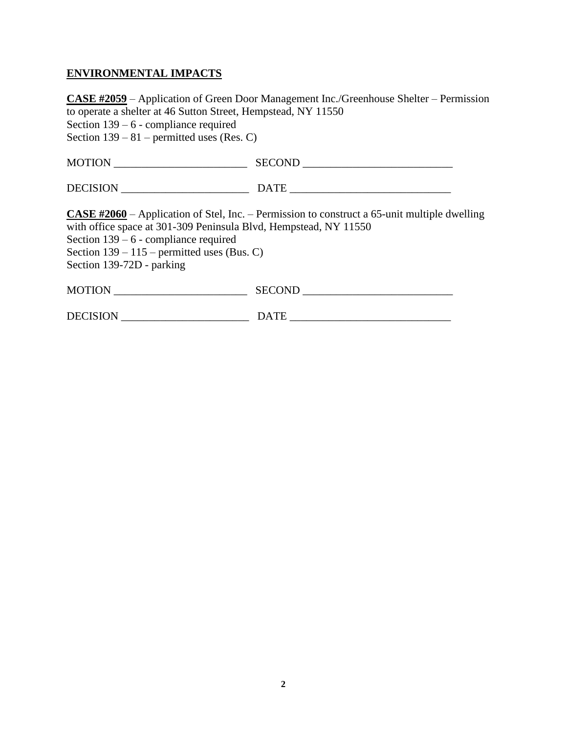**ENVIRONMENTAL IMPACTS**

**CASE #2059** – Application of Green Door Management Inc./Greenhouse Shelter – Permission to operate a shelter at 46 Sutton Street, Hempstead, NY 11550
Section 139 – 6 - compliance required
Section 139 – 81 – permitted uses (Res. C)

MOTION ________________________ SECOND ___________________________

DECISION _______________________ DATE _____________________________

**CASE #2060** – Application of Stel, Inc. – Permission to construct a 65-unit multiple dwelling with office space at 301-309 Peninsula Blvd, Hempstead, NY 11550
Section 139 – 6 - compliance required
Section 139 – 115 – permitted uses (Bus. C)
Section 139-72D - parking

MOTION ________________________ SECOND ___________________________

DECISION _______________________ DATE _____________________________